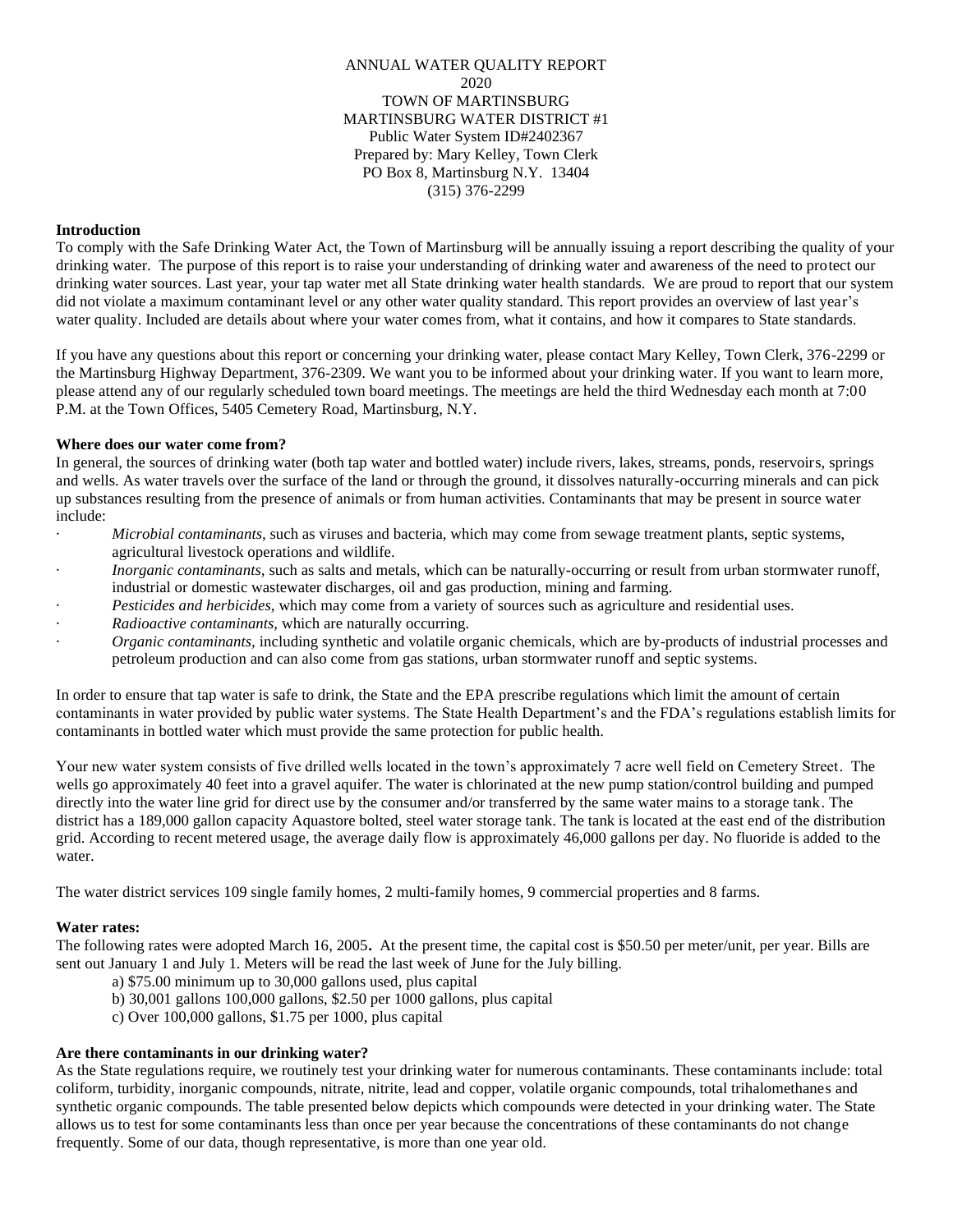ANNUAL WATER QUALITY REPORT
2020
TOWN OF MARTINSBURG
MARTINSBURG WATER DISTRICT #1
Public Water System ID#2402367
Prepared by: Mary Kelley, Town Clerk
PO Box 8, Martinsburg N.Y. 13404
(315) 376-2299

**Introduction**

To comply with the Safe Drinking Water Act, the Town of Martinsburg will be annually issuing a report describing the quality of your drinking water. The purpose of this report is to raise your understanding of drinking water and awareness of the need to protect our drinking water sources. Last year, your tap water met all State drinking water health standards. We are proud to report that our system did not violate a maximum contaminant level or any other water quality standard. This report provides an overview of last year's water quality. Included are details about where your water comes from, what it contains, and how it compares to State standards.

If you have any questions about this report or concerning your drinking water, please contact Mary Kelley, Town Clerk, 376-2299 or the Martinsburg Highway Department, 376-2309. We want you to be informed about your drinking water. If you want to learn more, please attend any of our regularly scheduled town board meetings. The meetings are held the third Wednesday each month at 7:00 P.M. at the Town Offices, 5405 Cemetery Road, Martinsburg, N.Y.

**Where does our water come from?**

In general, the sources of drinking water (both tap water and bottled water) include rivers, lakes, streams, ponds, reservoirs, springs and wells. As water travels over the surface of the land or through the ground, it dissolves naturally-occurring minerals and can pick up substances resulting from the presence of animals or from human activities. Contaminants that may be present in source water include:

- *Microbial contaminants,* such as viruses and bacteria, which may come from sewage treatment plants, septic systems, agricultural livestock operations and wildlife.
- *Inorganic contaminants,* such as salts and metals, which can be naturally-occurring or result from urban stormwater runoff, industrial or domestic wastewater discharges, oil and gas production, mining and farming.
- *Pesticides and herbicides,* which may come from a variety of sources such as agriculture and residential uses.
- *Radioactive contaminants,* which are naturally occurring.
- *Organic contaminants,* including synthetic and volatile organic chemicals, which are by-products of industrial processes and petroleum production and can also come from gas stations, urban stormwater runoff and septic systems.

In order to ensure that tap water is safe to drink, the State and the EPA prescribe regulations which limit the amount of certain contaminants in water provided by public water systems. The State Health Department's and the FDA's regulations establish limits for contaminants in bottled water which must provide the same protection for public health.

Your new water system consists of five drilled wells located in the town's approximately 7 acre well field on Cemetery Street. The wells go approximately 40 feet into a gravel aquifer. The water is chlorinated at the new pump station/control building and pumped directly into the water line grid for direct use by the consumer and/or transferred by the same water mains to a storage tank. The district has a 189,000 gallon capacity Aquastore bolted, steel water storage tank. The tank is located at the east end of the distribution grid. According to recent metered usage, the average daily flow is approximately 46,000 gallons per day. No fluoride is added to the water.

The water district services 109 single family homes, 2 multi-family homes, 9 commercial properties and 8 farms.

**Water rates:**

The following rates were adopted March 16, 2005**.** At the present time, the capital cost is $50.50 per meter/unit, per year. Bills are sent out January 1 and July 1. Meters will be read the last week of June for the July billing.

a) $75.00 minimum up to 30,000 gallons used, plus capital
b) 30,001 gallons 100,000 gallons, $2.50 per 1000 gallons, plus capital
c) Over 100,000 gallons, $1.75 per 1000, plus capital

**Are there contaminants in our drinking water?**

As the State regulations require, we routinely test your drinking water for numerous contaminants. These contaminants include: total coliform, turbidity, inorganic compounds, nitrate, nitrite, lead and copper, volatile organic compounds, total trihalomethanes and synthetic organic compounds. The table presented below depicts which compounds were detected in your drinking water. The State allows us to test for some contaminants less than once per year because the concentrations of these contaminants do not change frequently. Some of our data, though representative, is more than one year old.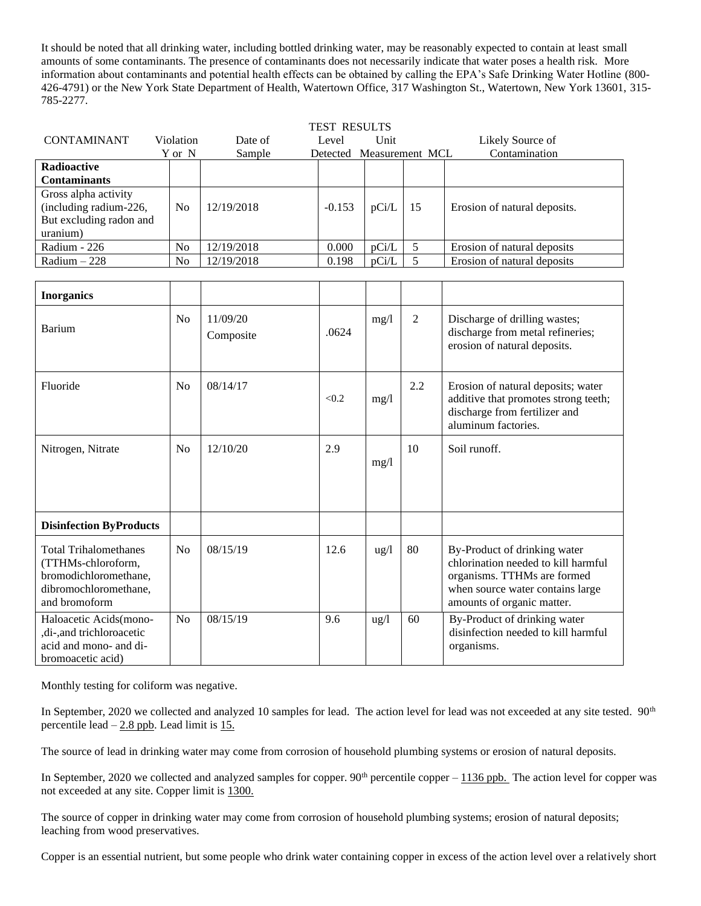It should be noted that all drinking water, including bottled drinking water, may be reasonably expected to contain at least small amounts of some contaminants. The presence of contaminants does not necessarily indicate that water poses a health risk. More information about contaminants and potential health effects can be obtained by calling the EPA's Safe Drinking Water Hotline (800-426-4791) or the New York State Department of Health, Watertown Office, 317 Washington St., Watertown, New York 13601, 315-785-2277.

TEST RESULTS

| CONTAMINANT | Violation Y or N | Date of Sample | Level Detected | Unit Measurement | MCL | Likely Source of Contamination |
|---|---|---|---|---|---|---|
| **Radioactive Contaminants** | | | | | | |
| Gross alpha activity (including radium-226, But excluding radon and uranium) | No | 12/19/2018 | -0.153 | pCi/L | 15 | Erosion of natural deposits. |
| Radium - 226 | No | 12/19/2018 | 0.000 | pCi/L | 5 | Erosion of natural deposits |
| Radium – 228 | No | 12/19/2018 | 0.198 | pCi/L | 5 | Erosion of natural deposits |
| **Inorganics** | | | | | | |
| Barium | No | 11/09/20 Composite | .0624 | mg/l | 2 | Discharge of drilling wastes; discharge from metal refineries; erosion of natural deposits. |
| Fluoride | No | 08/14/17 | <0.2 | mg/l | 2.2 | Erosion of natural deposits; water additive that promotes strong teeth; discharge from fertilizer and aluminum factories. |
| Nitrogen, Nitrate | No | 12/10/20 | 2.9 | mg/l | 10 | Soil runoff. |
| **Disinfection ByProducts** | | | | | | |
| Total Trihalomethanes (TTHMs-chloroform, bromodichloromethane, dibromochloromethane, and bromoform | No | 08/15/19 | 12.6 | ug/l | 80 | By-Product of drinking water chlorination needed to kill harmful organisms. TTHMs are formed when source water contains large amounts of organic matter. |
| Haloacetic Acids(mono-,di-,and trichloroacetic acid and mono- and di-bromoacetic acid) | No | 08/15/19 | 9.6 | ug/l | 60 | By-Product of drinking water disinfection needed to kill harmful organisms. |

Monthly testing for coliform was negative.

In September, 2020 we collected and analyzed 10 samples for lead. The action level for lead was not exceeded at any site tested. 90th percentile lead – 2.8 ppb. Lead limit is 15.

The source of lead in drinking water may come from corrosion of household plumbing systems or erosion of natural deposits.

In September, 2020 we collected and analyzed samples for copper. 90th percentile copper – 1136 ppb. The action level for copper was not exceeded at any site. Copper limit is 1300.

The source of copper in drinking water may come from corrosion of household plumbing systems; erosion of natural deposits; leaching from wood preservatives.

Copper is an essential nutrient, but some people who drink water containing copper in excess of the action level over a relatively short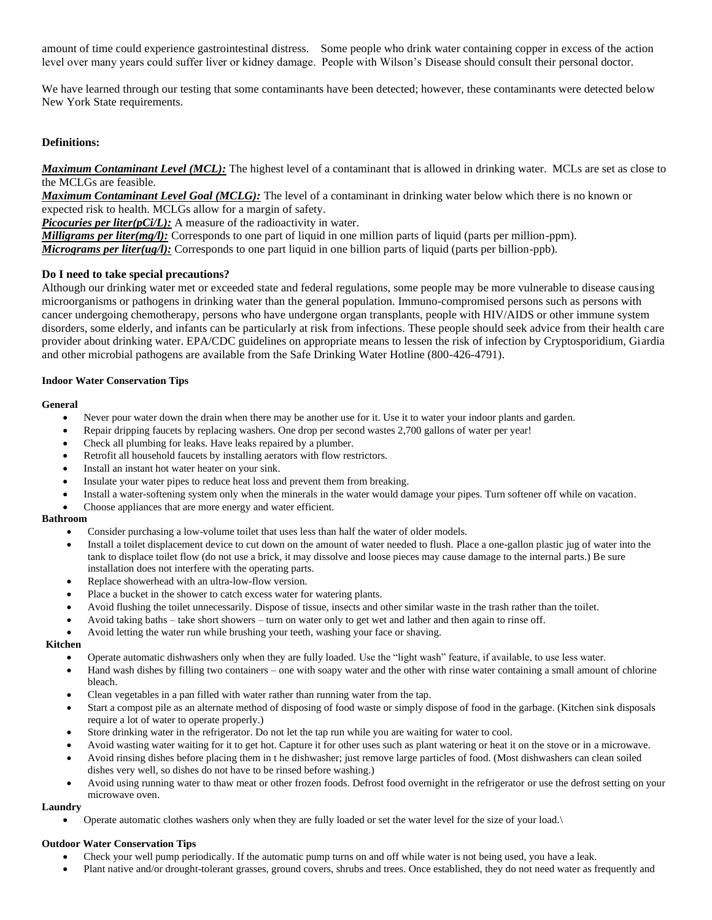amount of time could experience gastrointestinal distress. Some people who drink water containing copper in excess of the action level over many years could suffer liver or kidney damage. People with Wilson's Disease should consult their personal doctor.

We have learned through our testing that some contaminants have been detected; however, these contaminants were detected below New York State requirements.

**Definitions:**

***Maximum Contaminant Level (MCL):*** The highest level of a contaminant that is allowed in drinking water. MCLs are set as close to the MCLGs are feasible.
***Maximum Contaminant Level Goal (MCLG):*** The level of a contaminant in drinking water below which there is no known or expected risk to health. MCLGs allow for a margin of safety.
***Picocuries per liter(pCi/L):*** A measure of the radioactivity in water.
***Milligrams per liter(mg/l):*** Corresponds to one part of liquid in one million parts of liquid (parts per million-ppm).
***Micrograms per liter(ug/l):*** Corresponds to one part liquid in one billion parts of liquid (parts per billion-ppb).

**Do I need to take special precautions?**

Although our drinking water met or exceeded state and federal regulations, some people may be more vulnerable to disease causing microorganisms or pathogens in drinking water than the general population. Immuno-compromised persons such as persons with cancer undergoing chemotherapy, persons who have undergone organ transplants, people with HIV/AIDS or other immune system disorders, some elderly, and infants can be particularly at risk from infections. These people should seek advice from their health care provider about drinking water. EPA/CDC guidelines on appropriate means to lessen the risk of infection by Cryptosporidium, Giardia and other microbial pathogens are available from the Safe Drinking Water Hotline (800-426-4791).

**Indoor Water Conservation Tips**

**General**

- Never pour water down the drain when there may be another use for it. Use it to water your indoor plants and garden.
- Repair dripping faucets by replacing washers. One drop per second wastes 2,700 gallons of water per year!
- Check all plumbing for leaks. Have leaks repaired by a plumber.
- Retrofit all household faucets by installing aerators with flow restrictors.
- Install an instant hot water heater on your sink.
- Insulate your water pipes to reduce heat loss and prevent them from breaking.
- Install a water-softening system only when the minerals in the water would damage your pipes. Turn softener off while on vacation.
- Choose appliances that are more energy and water efficient.

**Bathroom**

- Consider purchasing a low-volume toilet that uses less than half the water of older models.
- Install a toilet displacement device to cut down on the amount of water needed to flush. Place a one-gallon plastic jug of water into the tank to displace toilet flow (do not use a brick, it may dissolve and loose pieces may cause damage to the internal parts.) Be sure installation does not interfere with the operating parts.
- Replace showerhead with an ultra-low-flow version.
- Place a bucket in the shower to catch excess water for watering plants.
- Avoid flushing the toilet unnecessarily. Dispose of tissue, insects and other similar waste in the trash rather than the toilet.
- Avoid taking baths – take short showers – turn on water only to get wet and lather and then again to rinse off.
- Avoid letting the water run while brushing your teeth, washing your face or shaving.

**Kitchen**

- Operate automatic dishwashers only when they are fully loaded. Use the "light wash" feature, if available, to use less water.
- Hand wash dishes by filling two containers – one with soapy water and the other with rinse water containing a small amount of chlorine bleach.
- Clean vegetables in a pan filled with water rather than running water from the tap.
- Start a compost pile as an alternate method of disposing of food waste or simply dispose of food in the garbage. (Kitchen sink disposals require a lot of water to operate properly.)
- Store drinking water in the refrigerator. Do not let the tap run while you are waiting for water to cool.
- Avoid wasting water waiting for it to get hot. Capture it for other uses such as plant watering or heat it on the stove or in a microwave.
- Avoid rinsing dishes before placing them in t he dishwasher; just remove large particles of food. (Most dishwashers can clean soiled dishes very well, so dishes do not have to be rinsed before washing.)
- Avoid using running water to thaw meat or other frozen foods. Defrost food overnight in the refrigerator or use the defrost setting on your microwave oven.

**Laundry**

- Operate automatic clothes washers only when they are fully loaded or set the water level for the size of your load.\

**Outdoor Water Conservation Tips**

- Check your well pump periodically. If the automatic pump turns on and off while water is not being used, you have a leak.
- Plant native and/or drought-tolerant grasses, ground covers, shrubs and trees. Once established, they do not need water as frequently and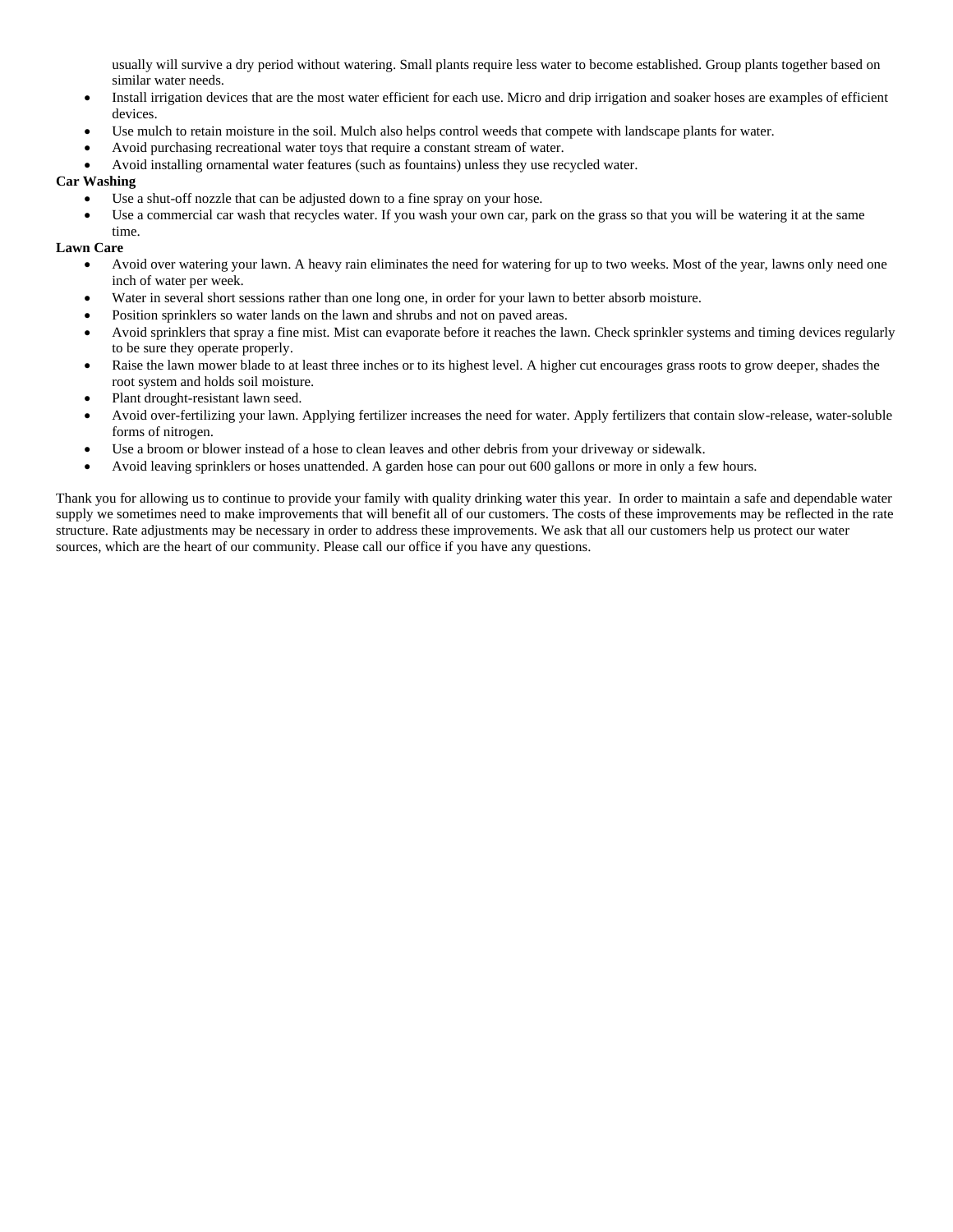usually will survive a dry period without watering. Small plants require less water to become established. Group plants together based on similar water needs.
- Install irrigation devices that are the most water efficient for each use. Micro and drip irrigation and soaker hoses are examples of efficient devices.
- Use mulch to retain moisture in the soil. Mulch also helps control weeds that compete with landscape plants for water.
- Avoid purchasing recreational water toys that require a constant stream of water.
- Avoid installing ornamental water features (such as fountains) unless they use recycled water.

**Car Washing**

- Use a shut-off nozzle that can be adjusted down to a fine spray on your hose.
- Use a commercial car wash that recycles water. If you wash your own car, park on the grass so that you will be watering it at the same time.

**Lawn Care**

- Avoid over watering your lawn. A heavy rain eliminates the need for watering for up to two weeks. Most of the year, lawns only need one inch of water per week.
- Water in several short sessions rather than one long one, in order for your lawn to better absorb moisture.
- Position sprinklers so water lands on the lawn and shrubs and not on paved areas.
- Avoid sprinklers that spray a fine mist. Mist can evaporate before it reaches the lawn. Check sprinkler systems and timing devices regularly to be sure they operate properly.
- Raise the lawn mower blade to at least three inches or to its highest level. A higher cut encourages grass roots to grow deeper, shades the root system and holds soil moisture.
- Plant drought-resistant lawn seed.
- Avoid over-fertilizing your lawn. Applying fertilizer increases the need for water. Apply fertilizers that contain slow-release, water-soluble forms of nitrogen.
- Use a broom or blower instead of a hose to clean leaves and other debris from your driveway or sidewalk.
- Avoid leaving sprinklers or hoses unattended. A garden hose can pour out 600 gallons or more in only a few hours.

Thank you for allowing us to continue to provide your family with quality drinking water this year. In order to maintain a safe and dependable water supply we sometimes need to make improvements that will benefit all of our customers. The costs of these improvements may be reflected in the rate structure. Rate adjustments may be necessary in order to address these improvements. We ask that all our customers help us protect our water sources, which are the heart of our community. Please call our office if you have any questions.